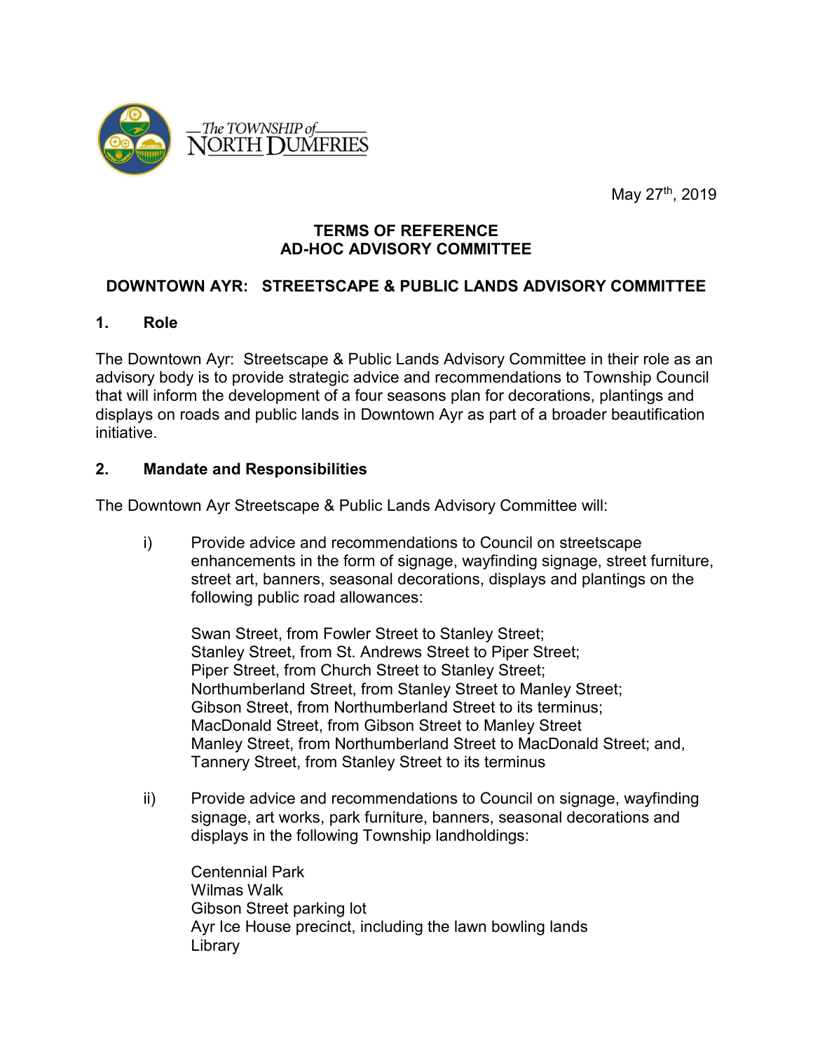The TOWNSHIP of NORTH DUMFRIES

May 27th, 2019

**TERMS OF REFERENCE**
**AD-HOC ADVISORY COMMITTEE**

**DOWNTOWN AYR: STREETSCAPE & PUBLIC LANDS ADVISORY COMMITTEE**

## 1. Role

The Downtown Ayr: Streetscape & Public Lands Advisory Committee in their role as an advisory body is to provide strategic advice and recommendations to Township Council that will inform the development of a four seasons plan for decorations, plantings and displays on roads and public lands in Downtown Ayr as part of a broader beautification initiative.

## 2. Mandate and Responsibilities

The Downtown Ayr Streetscape & Public Lands Advisory Committee will:

i) Provide advice and recommendations to Council on streetscape enhancements in the form of signage, wayfinding signage, street furniture, street art, banners, seasonal decorations, displays and plantings on the following public road allowances:

Swan Street, from Fowler Street to Stanley Street;
Stanley Street, from St. Andrews Street to Piper Street;
Piper Street, from Church Street to Stanley Street;
Northumberland Street, from Stanley Street to Manley Street;
Gibson Street, from Northumberland Street to its terminus;
MacDonald Street, from Gibson Street to Manley Street
Manley Street, from Northumberland Street to MacDonald Street; and,
Tannery Street, from Stanley Street to its terminus

ii) Provide advice and recommendations to Council on signage, wayfinding signage, art works, park furniture, banners, seasonal decorations and displays in the following Township landholdings:

Centennial Park
Wilmas Walk
Gibson Street parking lot
Ayr Ice House precinct, including the lawn bowling lands
Library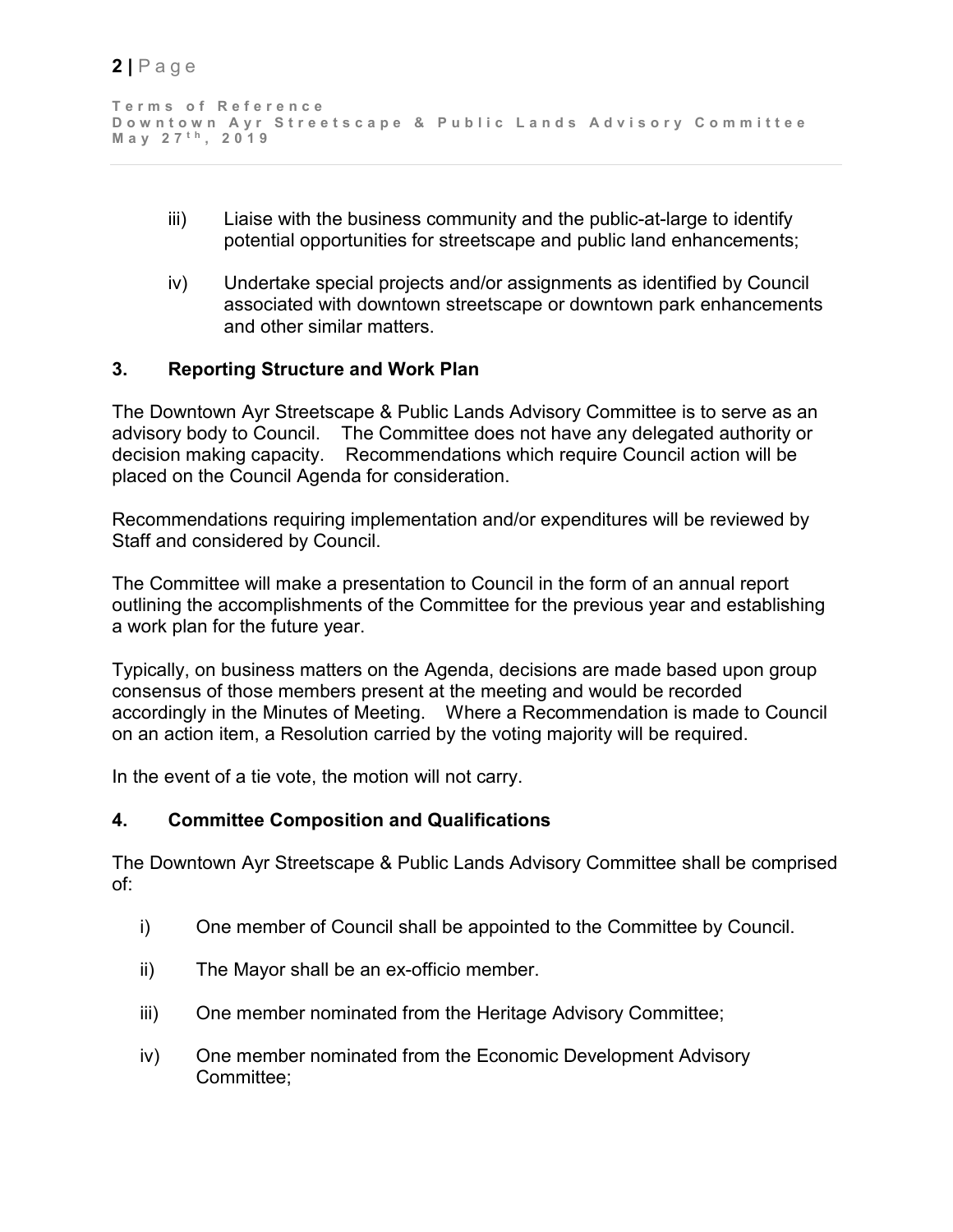iii) Liaise with the business community and the public-at-large to identify potential opportunities for streetscape and public land enhancements;

iv) Undertake special projects and/or assignments as identified by Council associated with downtown streetscape or downtown park enhancements and other similar matters.

## 3. Reporting Structure and Work Plan

The Downtown Ayr Streetscape & Public Lands Advisory Committee is to serve as an advisory body to Council. The Committee does not have any delegated authority or decision making capacity. Recommendations which require Council action will be placed on the Council Agenda for consideration.

Recommendations requiring implementation and/or expenditures will be reviewed by Staff and considered by Council.

The Committee will make a presentation to Council in the form of an annual report outlining the accomplishments of the Committee for the previous year and establishing a work plan for the future year.

Typically, on business matters on the Agenda, decisions are made based upon group consensus of those members present at the meeting and would be recorded accordingly in the Minutes of Meeting. Where a Recommendation is made to Council on an action item, a Resolution carried by the voting majority will be required.

In the event of a tie vote, the motion will not carry.

## 4. Committee Composition and Qualifications

The Downtown Ayr Streetscape & Public Lands Advisory Committee shall be comprised of:

i) One member of Council shall be appointed to the Committee by Council.

ii) The Mayor shall be an ex-officio member.

iii) One member nominated from the Heritage Advisory Committee;

iv) One member nominated from the Economic Development Advisory Committee;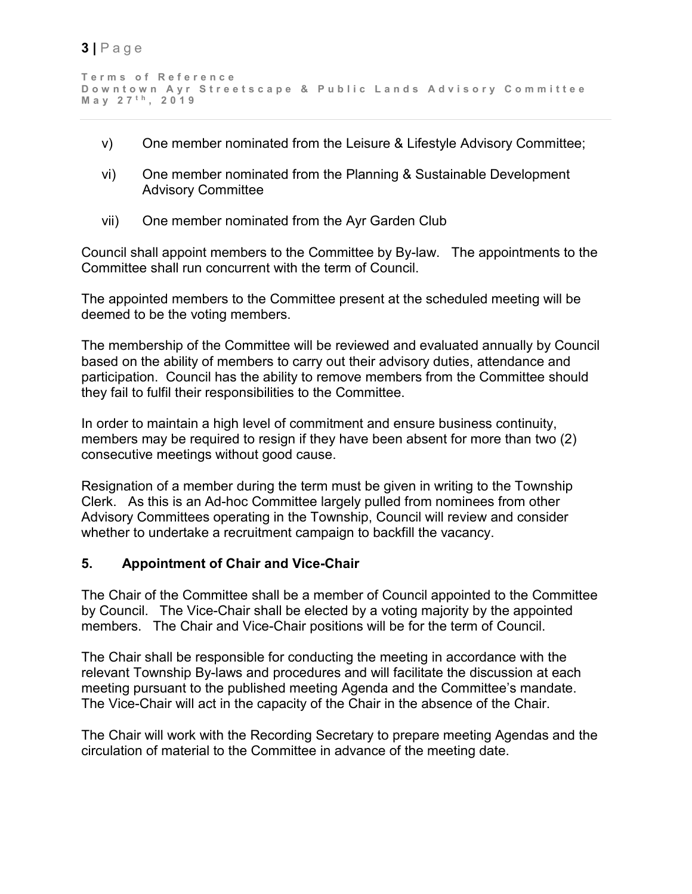v) One member nominated from the Leisure & Lifestyle Advisory Committee;

vi) One member nominated from the Planning & Sustainable Development Advisory Committee

vii) One member nominated from the Ayr Garden Club

Council shall appoint members to the Committee by By-law. The appointments to the Committee shall run concurrent with the term of Council.

The appointed members to the Committee present at the scheduled meeting will be deemed to be the voting members.

The membership of the Committee will be reviewed and evaluated annually by Council based on the ability of members to carry out their advisory duties, attendance and participation. Council has the ability to remove members from the Committee should they fail to fulfil their responsibilities to the Committee.

In order to maintain a high level of commitment and ensure business continuity, members may be required to resign if they have been absent for more than two (2) consecutive meetings without good cause.

Resignation of a member during the term must be given in writing to the Township Clerk. As this is an Ad-hoc Committee largely pulled from nominees from other Advisory Committees operating in the Township, Council will review and consider whether to undertake a recruitment campaign to backfill the vacancy.

## 5. Appointment of Chair and Vice-Chair

The Chair of the Committee shall be a member of Council appointed to the Committee by Council. The Vice-Chair shall be elected by a voting majority by the appointed members. The Chair and Vice-Chair positions will be for the term of Council.

The Chair shall be responsible for conducting the meeting in accordance with the relevant Township By-laws and procedures and will facilitate the discussion at each meeting pursuant to the published meeting Agenda and the Committee's mandate. The Vice-Chair will act in the capacity of the Chair in the absence of the Chair.

The Chair will work with the Recording Secretary to prepare meeting Agendas and the circulation of material to the Committee in advance of the meeting date.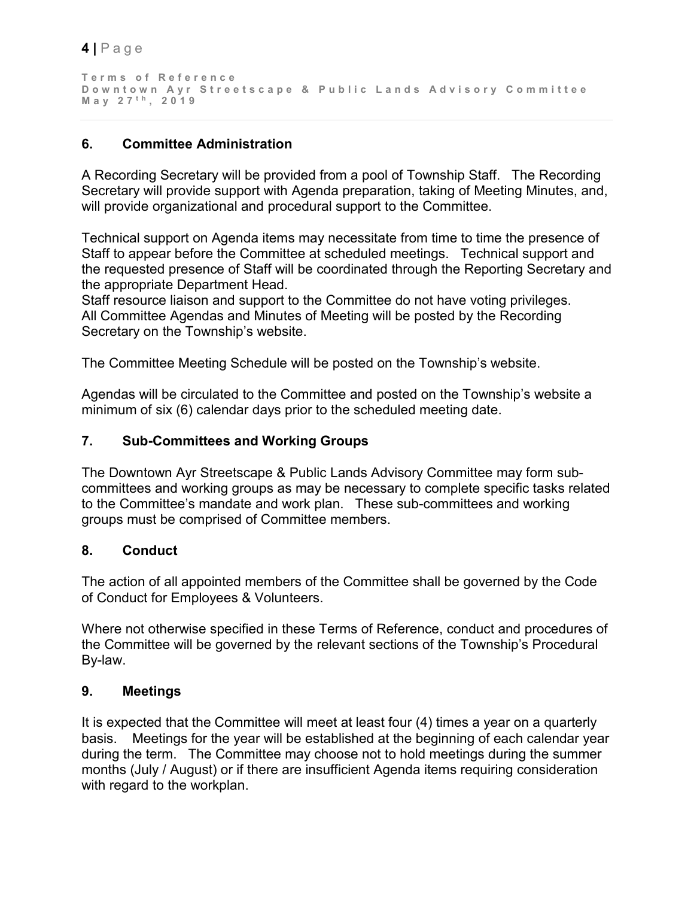## 6. Committee Administration

A Recording Secretary will be provided from a pool of Township Staff. The Recording Secretary will provide support with Agenda preparation, taking of Meeting Minutes, and, will provide organizational and procedural support to the Committee.

Technical support on Agenda items may necessitate from time to time the presence of Staff to appear before the Committee at scheduled meetings. Technical support and the requested presence of Staff will be coordinated through the Reporting Secretary and the appropriate Department Head.
Staff resource liaison and support to the Committee do not have voting privileges.
All Committee Agendas and Minutes of Meeting will be posted by the Recording Secretary on the Township's website.

The Committee Meeting Schedule will be posted on the Township's website.

Agendas will be circulated to the Committee and posted on the Township's website a minimum of six (6) calendar days prior to the scheduled meeting date.

## 7. Sub-Committees and Working Groups

The Downtown Ayr Streetscape & Public Lands Advisory Committee may form sub-committees and working groups as may be necessary to complete specific tasks related to the Committee's mandate and work plan. These sub-committees and working groups must be comprised of Committee members.

## 8. Conduct

The action of all appointed members of the Committee shall be governed by the Code of Conduct for Employees & Volunteers.

Where not otherwise specified in these Terms of Reference, conduct and procedures of the Committee will be governed by the relevant sections of the Township's Procedural By-law.

## 9. Meetings

It is expected that the Committee will meet at least four (4) times a year on a quarterly basis. Meetings for the year will be established at the beginning of each calendar year during the term. The Committee may choose not to hold meetings during the summer months (July / August) or if there are insufficient Agenda items requiring consideration with regard to the workplan.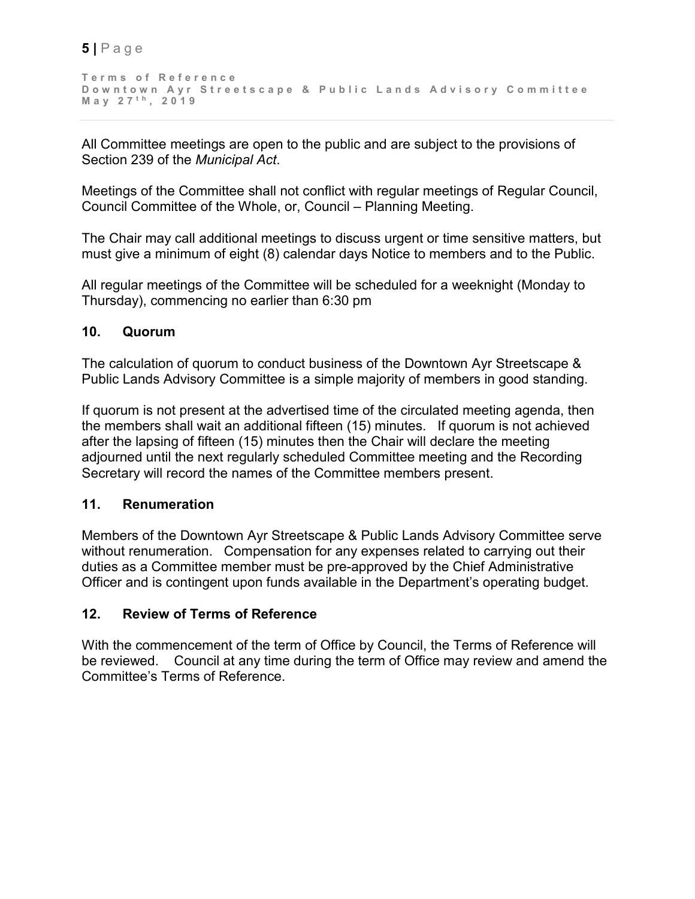All Committee meetings are open to the public and are subject to the provisions of Section 239 of the *Municipal Act*.

Meetings of the Committee shall not conflict with regular meetings of Regular Council, Council Committee of the Whole, or, Council – Planning Meeting.

The Chair may call additional meetings to discuss urgent or time sensitive matters, but must give a minimum of eight (8) calendar days Notice to members and to the Public.

All regular meetings of the Committee will be scheduled for a weeknight (Monday to Thursday), commencing no earlier than 6:30 pm

## 10. Quorum

The calculation of quorum to conduct business of the Downtown Ayr Streetscape & Public Lands Advisory Committee is a simple majority of members in good standing.

If quorum is not present at the advertised time of the circulated meeting agenda, then the members shall wait an additional fifteen (15) minutes. If quorum is not achieved after the lapsing of fifteen (15) minutes then the Chair will declare the meeting adjourned until the next regularly scheduled Committee meeting and the Recording Secretary will record the names of the Committee members present.

## 11. Renumeration

Members of the Downtown Ayr Streetscape & Public Lands Advisory Committee serve without renumeration. Compensation for any expenses related to carrying out their duties as a Committee member must be pre-approved by the Chief Administrative Officer and is contingent upon funds available in the Department's operating budget.

## 12. Review of Terms of Reference

With the commencement of the term of Office by Council, the Terms of Reference will be reviewed. Council at any time during the term of Office may review and amend the Committee's Terms of Reference.